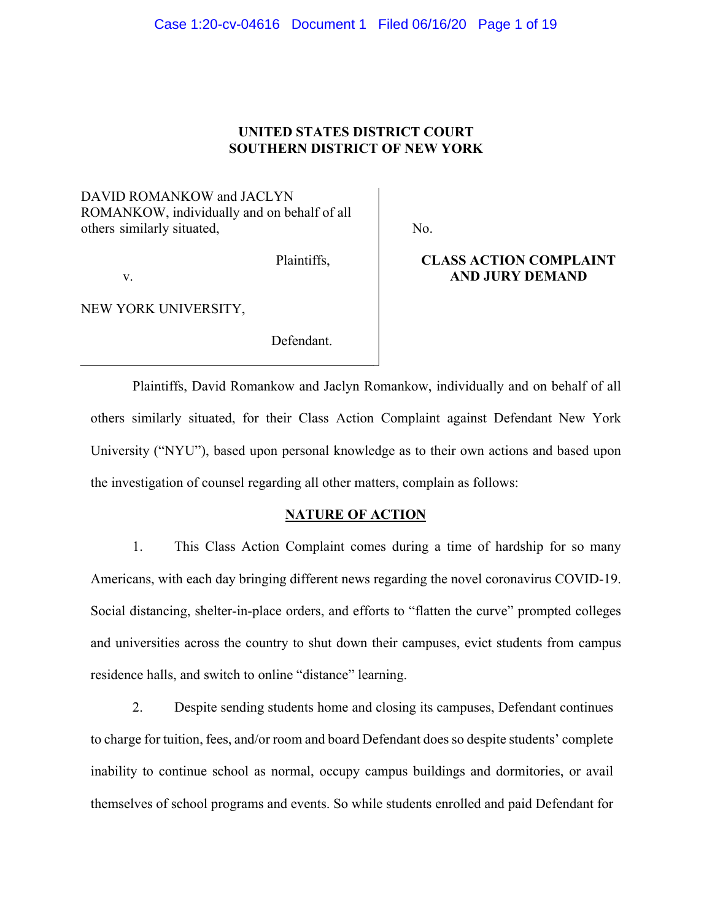**UNITED STATES DISTRICT COURT**
**SOUTHERN DISTRICT OF NEW YORK**

DAVID ROMANKOW and JACLYN ROMANKOW, individually and on behalf of all others similarly situated,

Plaintiffs,

v.

NEW YORK UNIVERSITY,

Defendant.

No.

**CLASS ACTION COMPLAINT AND JURY DEMAND**

Plaintiffs, David Romankow and Jaclyn Romankow, individually and on behalf of all others similarly situated, for their Class Action Complaint against Defendant New York University ("NYU"), based upon personal knowledge as to their own actions and based upon the investigation of counsel regarding all other matters, complain as follows:

**NATURE OF ACTION**

1. This Class Action Complaint comes during a time of hardship for so many Americans, with each day bringing different news regarding the novel coronavirus COVID-19. Social distancing, shelter-in-place orders, and efforts to "flatten the curve" prompted colleges and universities across the country to shut down their campuses, evict students from campus residence halls, and switch to online "distance" learning.

2. Despite sending students home and closing its campuses, Defendant continues to charge for tuition, fees, and/or room and board Defendant does so despite students' complete inability to continue school as normal, occupy campus buildings and dormitories, or avail themselves of school programs and events. So while students enrolled and paid Defendant for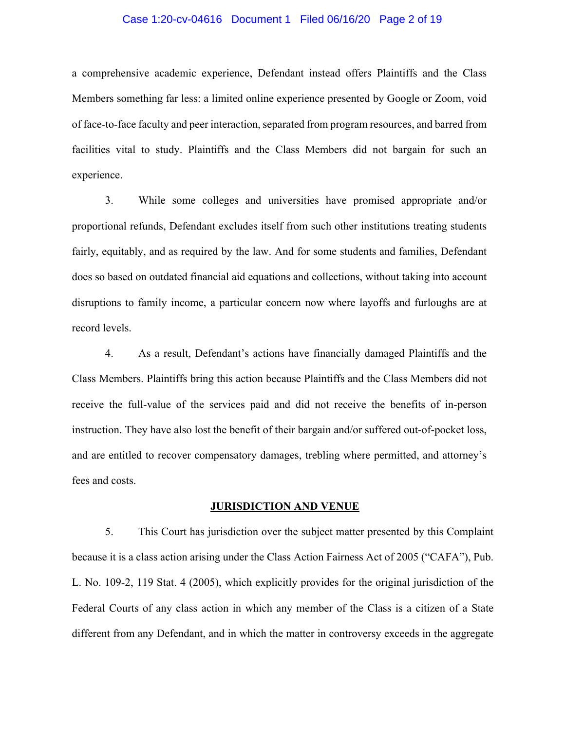a comprehensive academic experience, Defendant instead offers Plaintiffs and the Class Members something far less: a limited online experience presented by Google or Zoom, void of face-to-face faculty and peer interaction, separated from program resources, and barred from facilities vital to study. Plaintiffs and the Class Members did not bargain for such an experience.

3. While some colleges and universities have promised appropriate and/or proportional refunds, Defendant excludes itself from such other institutions treating students fairly, equitably, and as required by the law. And for some students and families, Defendant does so based on outdated financial aid equations and collections, without taking into account disruptions to family income, a particular concern now where layoffs and furloughs are at record levels.

4. As a result, Defendant's actions have financially damaged Plaintiffs and the Class Members. Plaintiffs bring this action because Plaintiffs and the Class Members did not receive the full-value of the services paid and did not receive the benefits of in-person instruction. They have also lost the benefit of their bargain and/or suffered out-of-pocket loss, and are entitled to recover compensatory damages, trebling where permitted, and attorney's fees and costs.

## JURISDICTION AND VENUE

5. This Court has jurisdiction over the subject matter presented by this Complaint because it is a class action arising under the Class Action Fairness Act of 2005 ("CAFA"), Pub. L. No. 109-2, 119 Stat. 4 (2005), which explicitly provides for the original jurisdiction of the Federal Courts of any class action in which any member of the Class is a citizen of a State different from any Defendant, and in which the matter in controversy exceeds in the aggregate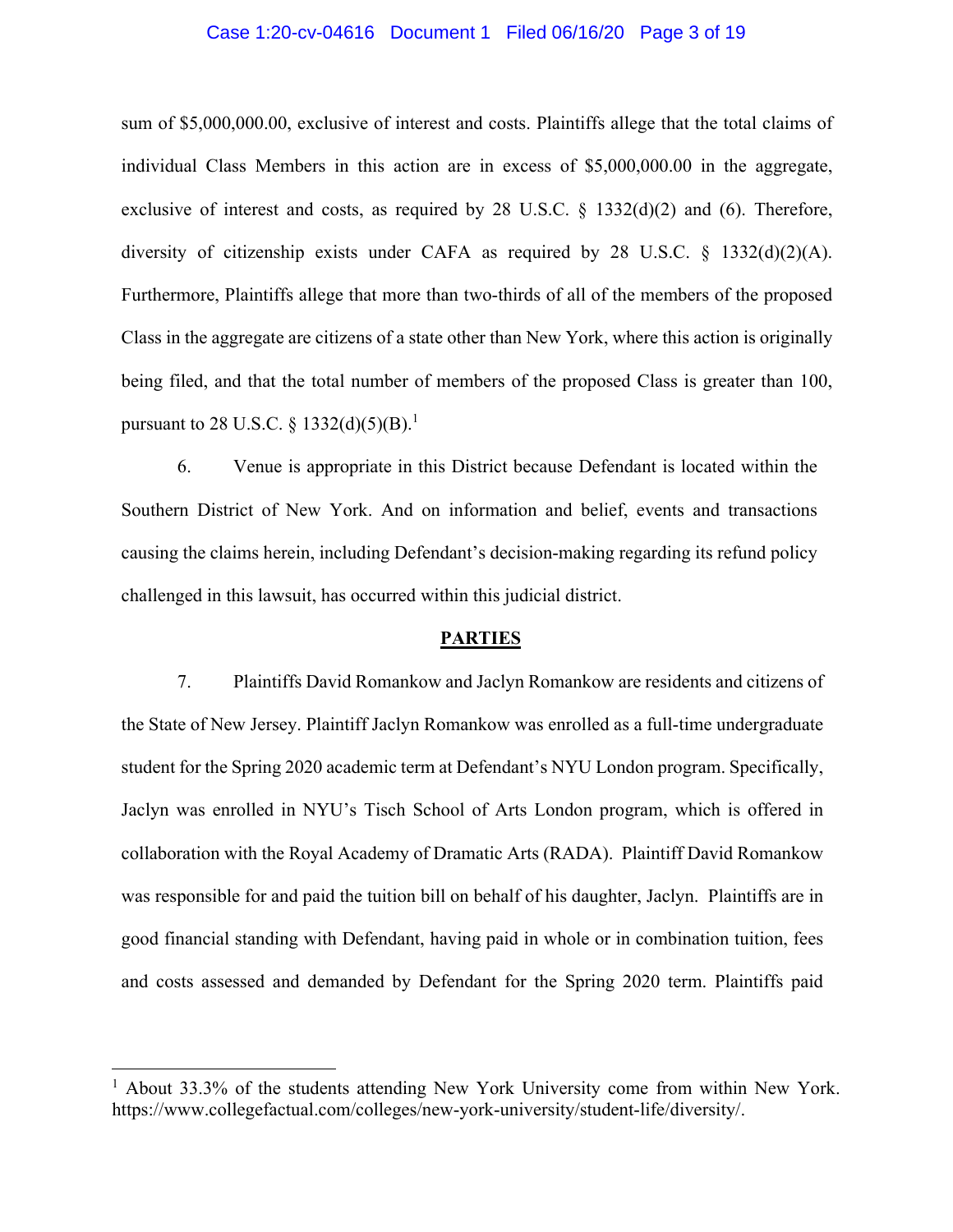sum of $5,000,000.00, exclusive of interest and costs. Plaintiffs allege that the total claims of individual Class Members in this action are in excess of $5,000,000.00 in the aggregate, exclusive of interest and costs, as required by 28 U.S.C. § 1332(d)(2) and (6). Therefore, diversity of citizenship exists under CAFA as required by 28 U.S.C. § 1332(d)(2)(A). Furthermore, Plaintiffs allege that more than two-thirds of all of the members of the proposed Class in the aggregate are citizens of a state other than New York, where this action is originally being filed, and that the total number of members of the proposed Class is greater than 100, pursuant to 28 U.S.C. § 1332(d)(5)(B).[1]

6. Venue is appropriate in this District because Defendant is located within the Southern District of New York. And on information and belief, events and transactions causing the claims herein, including Defendant's decision-making regarding its refund policy challenged in this lawsuit, has occurred within this judicial district.

## PARTIES

7. Plaintiffs David Romankow and Jaclyn Romankow are residents and citizens of the State of New Jersey. Plaintiff Jaclyn Romankow was enrolled as a full-time undergraduate student for the Spring 2020 academic term at Defendant's NYU London program. Specifically, Jaclyn was enrolled in NYU's Tisch School of Arts London program, which is offered in collaboration with the Royal Academy of Dramatic Arts (RADA). Plaintiff David Romankow was responsible for and paid the tuition bill on behalf of his daughter, Jaclyn. Plaintiffs are in good financial standing with Defendant, having paid in whole or in combination tuition, fees and costs assessed and demanded by Defendant for the Spring 2020 term. Plaintiffs paid

---

[1] About 33.3% of the students attending New York University come from within New York. https://www.collegefactual.com/colleges/new-york-university/student-life/diversity/.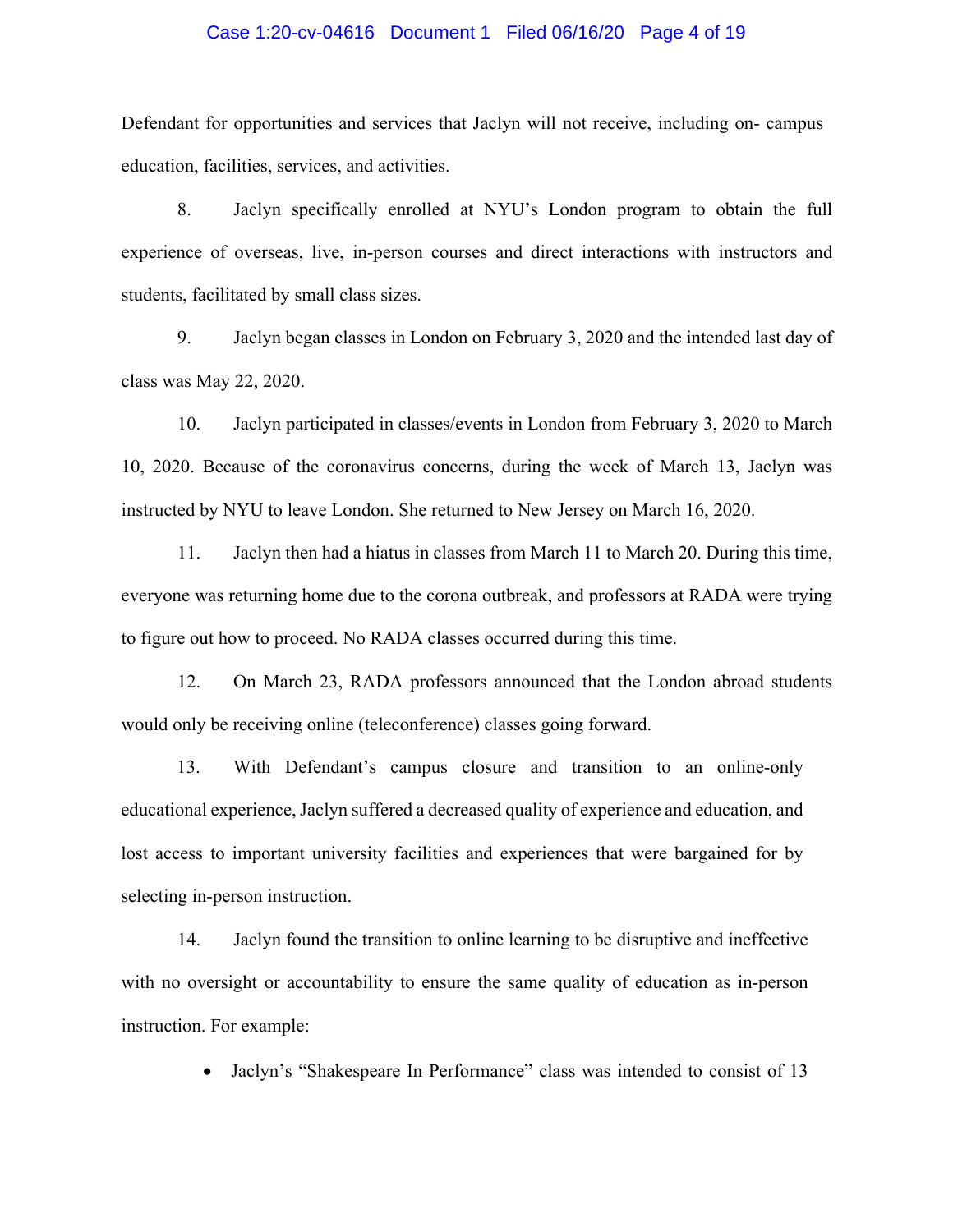Defendant for opportunities and services that Jaclyn will not receive, including on- campus education, facilities, services, and activities.

8. Jaclyn specifically enrolled at NYU's London program to obtain the full experience of overseas, live, in-person courses and direct interactions with instructors and students, facilitated by small class sizes.

9. Jaclyn began classes in London on February 3, 2020 and the intended last day of class was May 22, 2020.

10. Jaclyn participated in classes/events in London from February 3, 2020 to March 10, 2020. Because of the coronavirus concerns, during the week of March 13, Jaclyn was instructed by NYU to leave London. She returned to New Jersey on March 16, 2020.

11. Jaclyn then had a hiatus in classes from March 11 to March 20. During this time, everyone was returning home due to the corona outbreak, and professors at RADA were trying to figure out how to proceed. No RADA classes occurred during this time.

12. On March 23, RADA professors announced that the London abroad students would only be receiving online (teleconference) classes going forward.

13. With Defendant's campus closure and transition to an online-only educational experience, Jaclyn suffered a decreased quality of experience and education, and lost access to important university facilities and experiences that were bargained for by selecting in-person instruction.

14. Jaclyn found the transition to online learning to be disruptive and ineffective with no oversight or accountability to ensure the same quality of education as in-person instruction. For example:

- Jaclyn's "Shakespeare In Performance" class was intended to consist of 13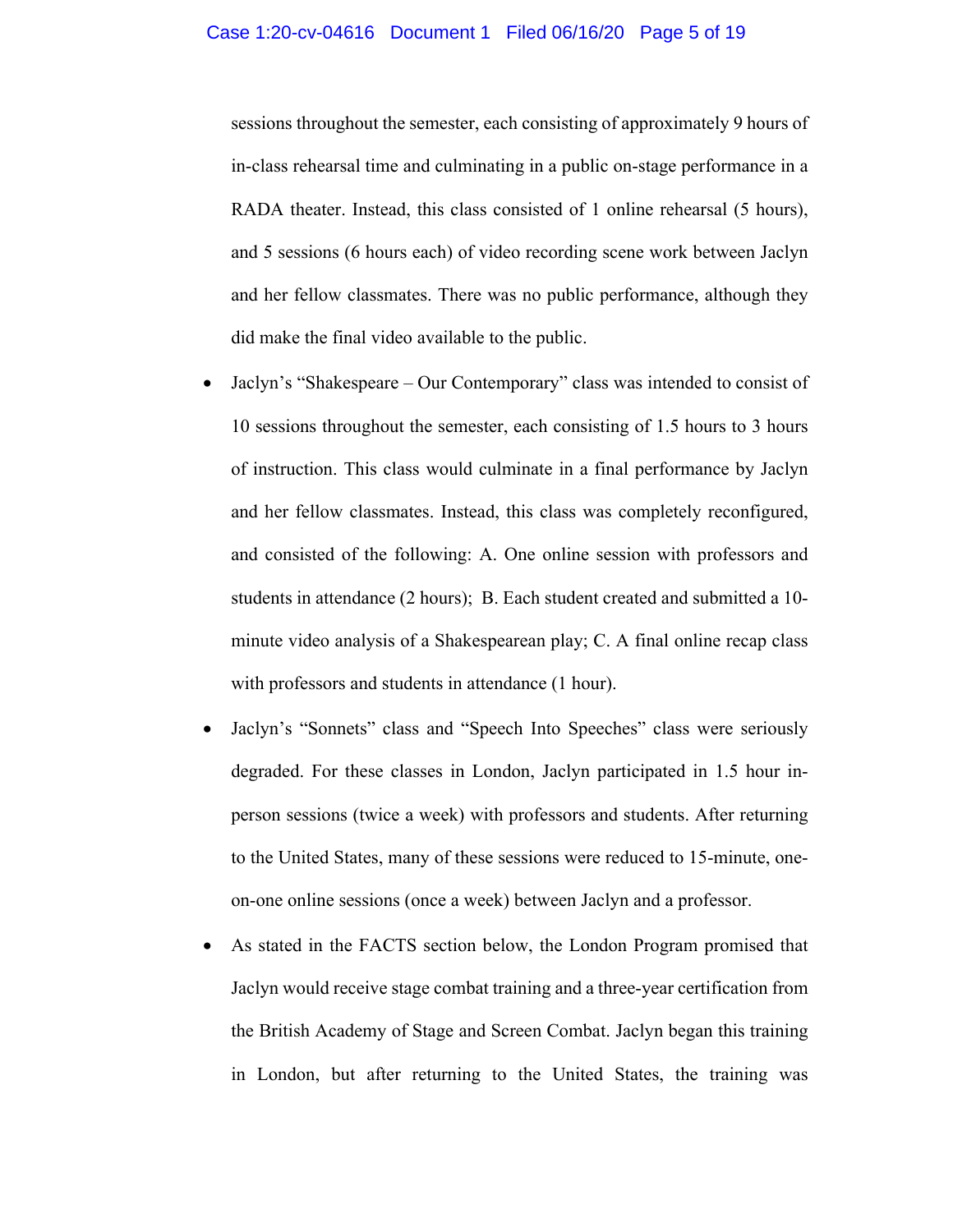sessions throughout the semester, each consisting of approximately 9 hours of in-class rehearsal time and culminating in a public on-stage performance in a RADA theater. Instead, this class consisted of 1 online rehearsal (5 hours), and 5 sessions (6 hours each) of video recording scene work between Jaclyn and her fellow classmates. There was no public performance, although they did make the final video available to the public.

- Jaclyn's "Shakespeare – Our Contemporary" class was intended to consist of 10 sessions throughout the semester, each consisting of 1.5 hours to 3 hours of instruction. This class would culminate in a final performance by Jaclyn and her fellow classmates. Instead, this class was completely reconfigured, and consisted of the following: A. One online session with professors and students in attendance (2 hours); B. Each student created and submitted a 10-minute video analysis of a Shakespearean play; C. A final online recap class with professors and students in attendance (1 hour).
- Jaclyn's "Sonnets" class and "Speech Into Speeches" class were seriously degraded. For these classes in London, Jaclyn participated in 1.5 hour in-person sessions (twice a week) with professors and students. After returning to the United States, many of these sessions were reduced to 15-minute, one-on-one online sessions (once a week) between Jaclyn and a professor.
- As stated in the FACTS section below, the London Program promised that Jaclyn would receive stage combat training and a three-year certification from the British Academy of Stage and Screen Combat. Jaclyn began this training in London, but after returning to the United States, the training was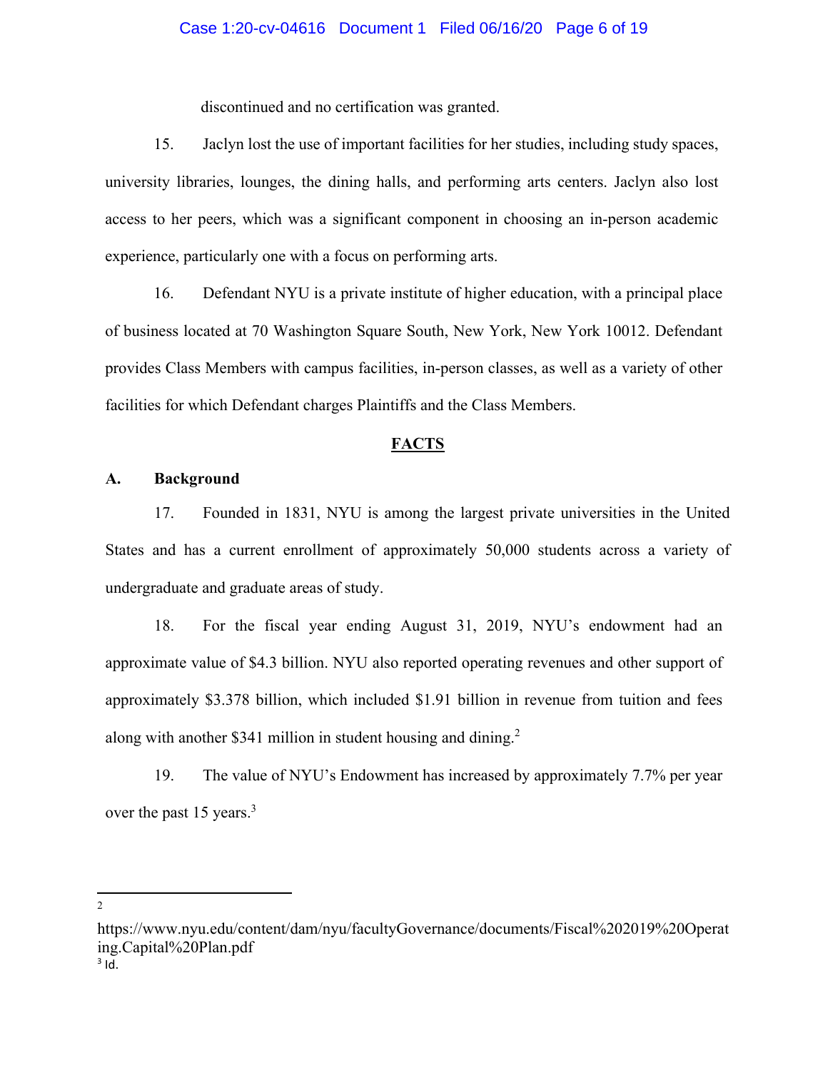discontinued and no certification was granted.

15. Jaclyn lost the use of important facilities for her studies, including study spaces, university libraries, lounges, the dining halls, and performing arts centers. Jaclyn also lost access to her peers, which was a significant component in choosing an in-person academic experience, particularly one with a focus on performing arts.

16. Defendant NYU is a private institute of higher education, with a principal place of business located at 70 Washington Square South, New York, New York 10012. Defendant provides Class Members with campus facilities, in-person classes, as well as a variety of other facilities for which Defendant charges Plaintiffs and the Class Members.

## FACTS

### A. Background

17. Founded in 1831, NYU is among the largest private universities in the United States and has a current enrollment of approximately 50,000 students across a variety of undergraduate and graduate areas of study.

18. For the fiscal year ending August 31, 2019, NYU's endowment had an approximate value of $4.3 billion. NYU also reported operating revenues and other support of approximately $3.378 billion, which included $1.91 billion in revenue from tuition and fees along with another $341 million in student housing and dining.[2]

19. The value of NYU's Endowment has increased by approximately 7.7% per year over the past 15 years.[3]

---

[2] https://www.nyu.edu/content/dam/nyu/facultyGovernance/documents/Fiscal%202019%20Operating.Capital%20Plan.pdf

[3] Id.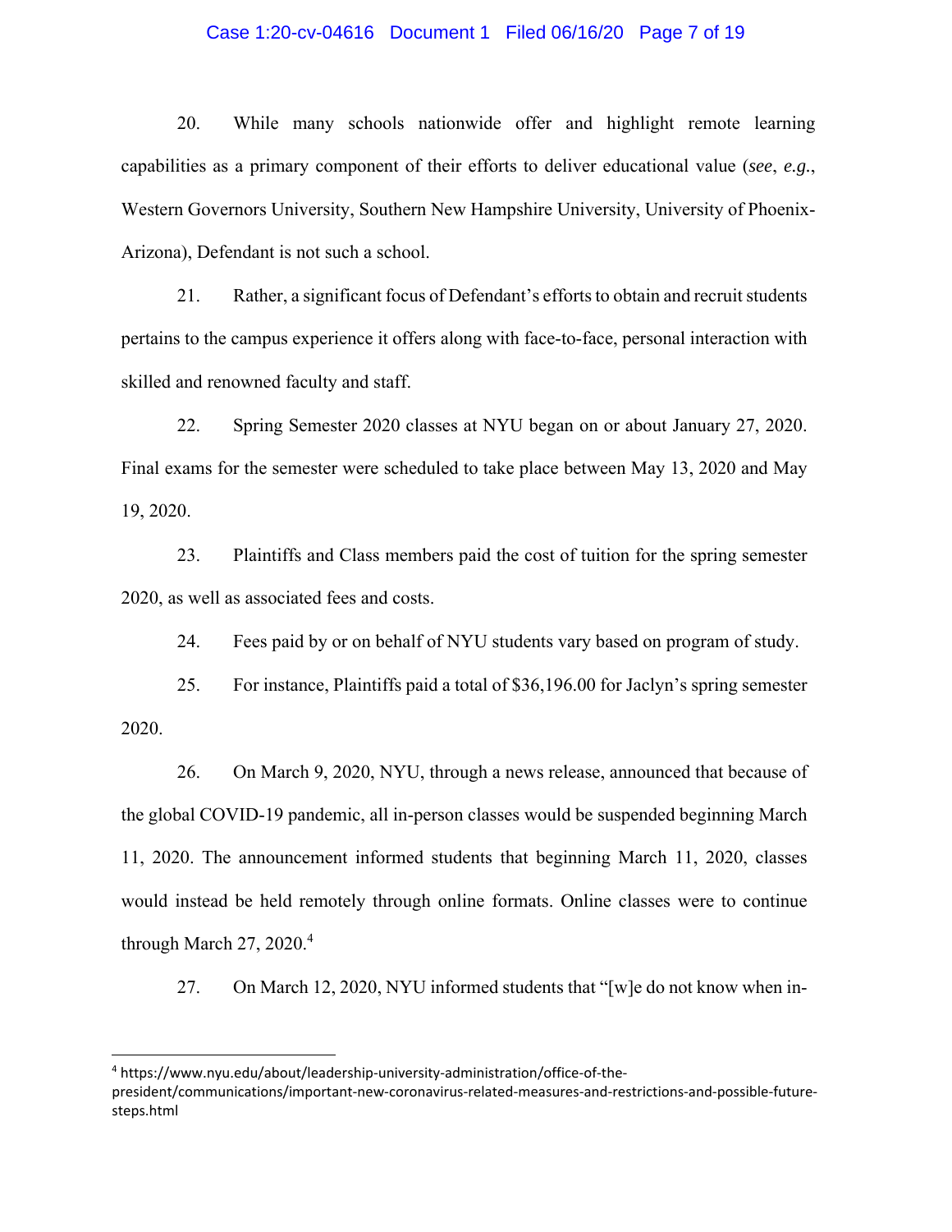20. While many schools nationwide offer and highlight remote learning capabilities as a primary component of their efforts to deliver educational value (*see*, *e.g.*, Western Governors University, Southern New Hampshire University, University of Phoenix-Arizona), Defendant is not such a school.

21. Rather, a significant focus of Defendant's efforts to obtain and recruit students pertains to the campus experience it offers along with face-to-face, personal interaction with skilled and renowned faculty and staff.

22. Spring Semester 2020 classes at NYU began on or about January 27, 2020. Final exams for the semester were scheduled to take place between May 13, 2020 and May 19, 2020.

23. Plaintiffs and Class members paid the cost of tuition for the spring semester 2020, as well as associated fees and costs.

24. Fees paid by or on behalf of NYU students vary based on program of study.

25. For instance, Plaintiffs paid a total of $36,196.00 for Jaclyn's spring semester 2020.

26. On March 9, 2020, NYU, through a news release, announced that because of the global COVID-19 pandemic, all in-person classes would be suspended beginning March 11, 2020. The announcement informed students that beginning March 11, 2020, classes would instead be held remotely through online formats. Online classes were to continue through March 27, 2020.[4]

27. On March 12, 2020, NYU informed students that "[w]e do not know when in-

---

[4] https://www.nyu.edu/about/leadership-university-administration/office-of-the-president/communications/important-new-coronavirus-related-measures-and-restrictions-and-possible-future-steps.html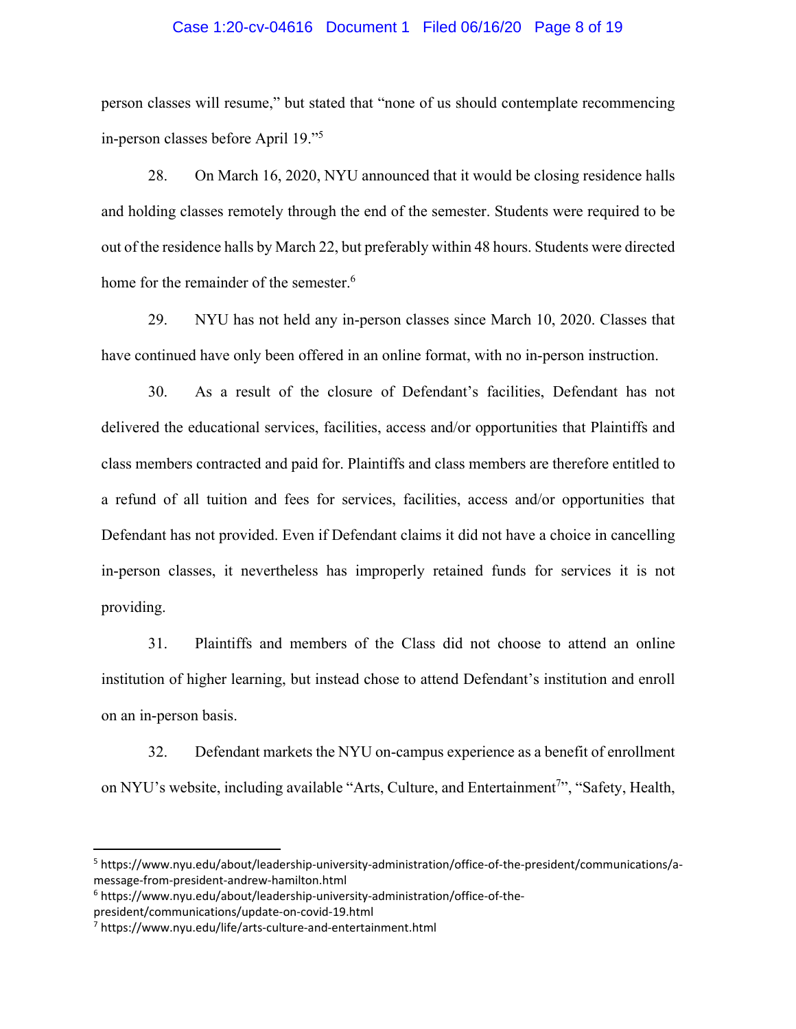person classes will resume," but stated that "none of us should contemplate recommencing in-person classes before April 19."[5]

28. On March 16, 2020, NYU announced that it would be closing residence halls and holding classes remotely through the end of the semester. Students were required to be out of the residence halls by March 22, but preferably within 48 hours. Students were directed home for the remainder of the semester.[6]

29. NYU has not held any in-person classes since March 10, 2020. Classes that have continued have only been offered in an online format, with no in-person instruction.

30. As a result of the closure of Defendant's facilities, Defendant has not delivered the educational services, facilities, access and/or opportunities that Plaintiffs and class members contracted and paid for. Plaintiffs and class members are therefore entitled to a refund of all tuition and fees for services, facilities, access and/or opportunities that Defendant has not provided. Even if Defendant claims it did not have a choice in cancelling in-person classes, it nevertheless has improperly retained funds for services it is not providing.

31. Plaintiffs and members of the Class did not choose to attend an online institution of higher learning, but instead chose to attend Defendant's institution and enroll on an in-person basis.

32. Defendant markets the NYU on-campus experience as a benefit of enrollment on NYU's website, including available "Arts, Culture, and Entertainment[7]", "Safety, Health,

---

[5] https://www.nyu.edu/about/leadership-university-administration/office-of-the-president/communications/a-message-from-president-andrew-hamilton.html

[6] https://www.nyu.edu/about/leadership-university-administration/office-of-the-president/communications/update-on-covid-19.html

[7] https://www.nyu.edu/life/arts-culture-and-entertainment.html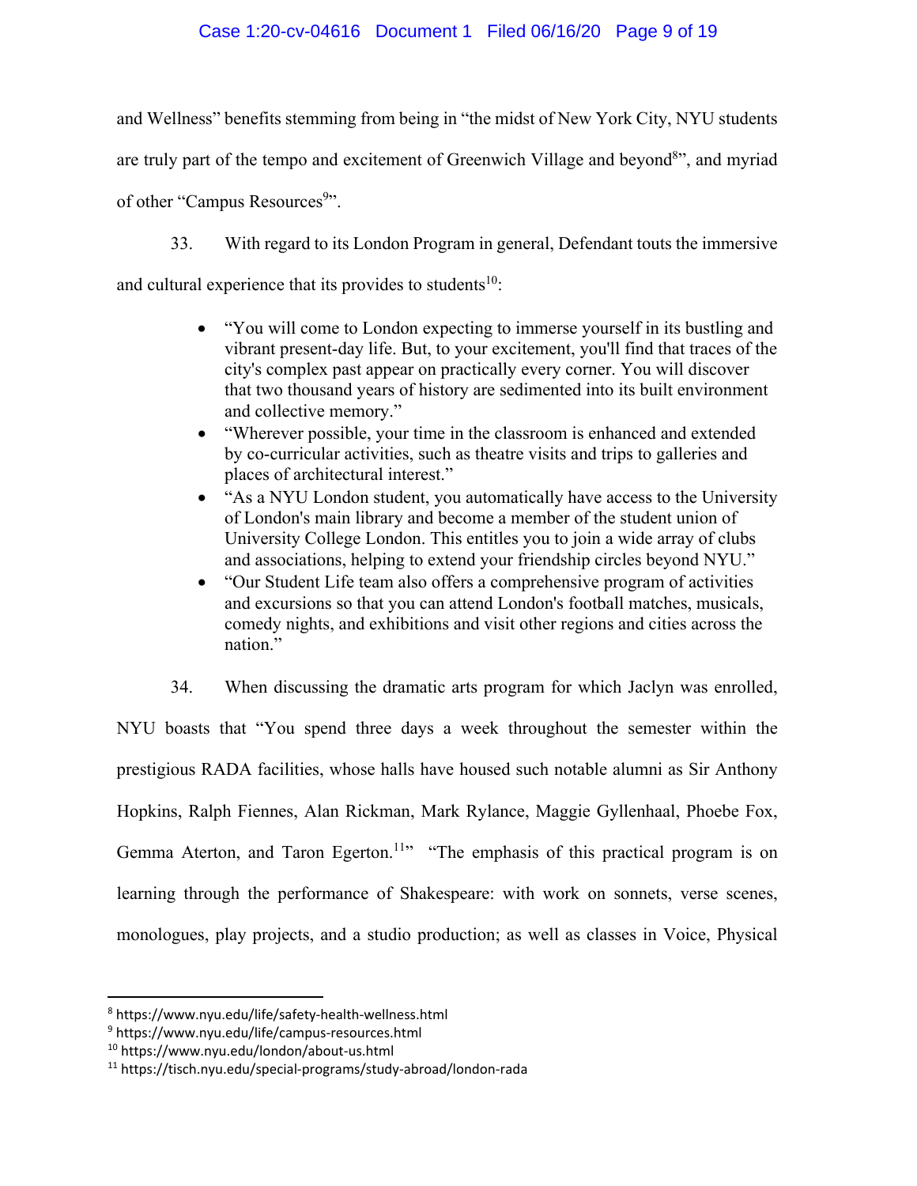and Wellness" benefits stemming from being in "the midst of New York City, NYU students are truly part of the tempo and excitement of Greenwich Village and beyond[8]", and myriad of other "Campus Resources[9]".

33. With regard to its London Program in general, Defendant touts the immersive and cultural experience that its provides to students[10]:

- "You will come to London expecting to immerse yourself in its bustling and vibrant present-day life. But, to your excitement, you'll find that traces of the city's complex past appear on practically every corner. You will discover that two thousand years of history are sedimented into its built environment and collective memory."
- "Wherever possible, your time in the classroom is enhanced and extended by co-curricular activities, such as theatre visits and trips to galleries and places of architectural interest."
- "As a NYU London student, you automatically have access to the University of London's main library and become a member of the student union of University College London. This entitles you to join a wide array of clubs and associations, helping to extend your friendship circles beyond NYU."
- "Our Student Life team also offers a comprehensive program of activities and excursions so that you can attend London's football matches, musicals, comedy nights, and exhibitions and visit other regions and cities across the nation."

34. When discussing the dramatic arts program for which Jaclyn was enrolled, NYU boasts that "You spend three days a week throughout the semester within the prestigious RADA facilities, whose halls have housed such notable alumni as Sir Anthony Hopkins, Ralph Fiennes, Alan Rickman, Mark Rylance, Maggie Gyllenhaal, Phoebe Fox, Gemma Aterton, and Taron Egerton.[11]" "The emphasis of this practical program is on learning through the performance of Shakespeare: with work on sonnets, verse scenes, monologues, play projects, and a studio production; as well as classes in Voice, Physical

---

[8] https://www.nyu.edu/life/safety-health-wellness.html

[9] https://www.nyu.edu/life/campus-resources.html

[10] https://www.nyu.edu/london/about-us.html

[11] https://tisch.nyu.edu/special-programs/study-abroad/london-rada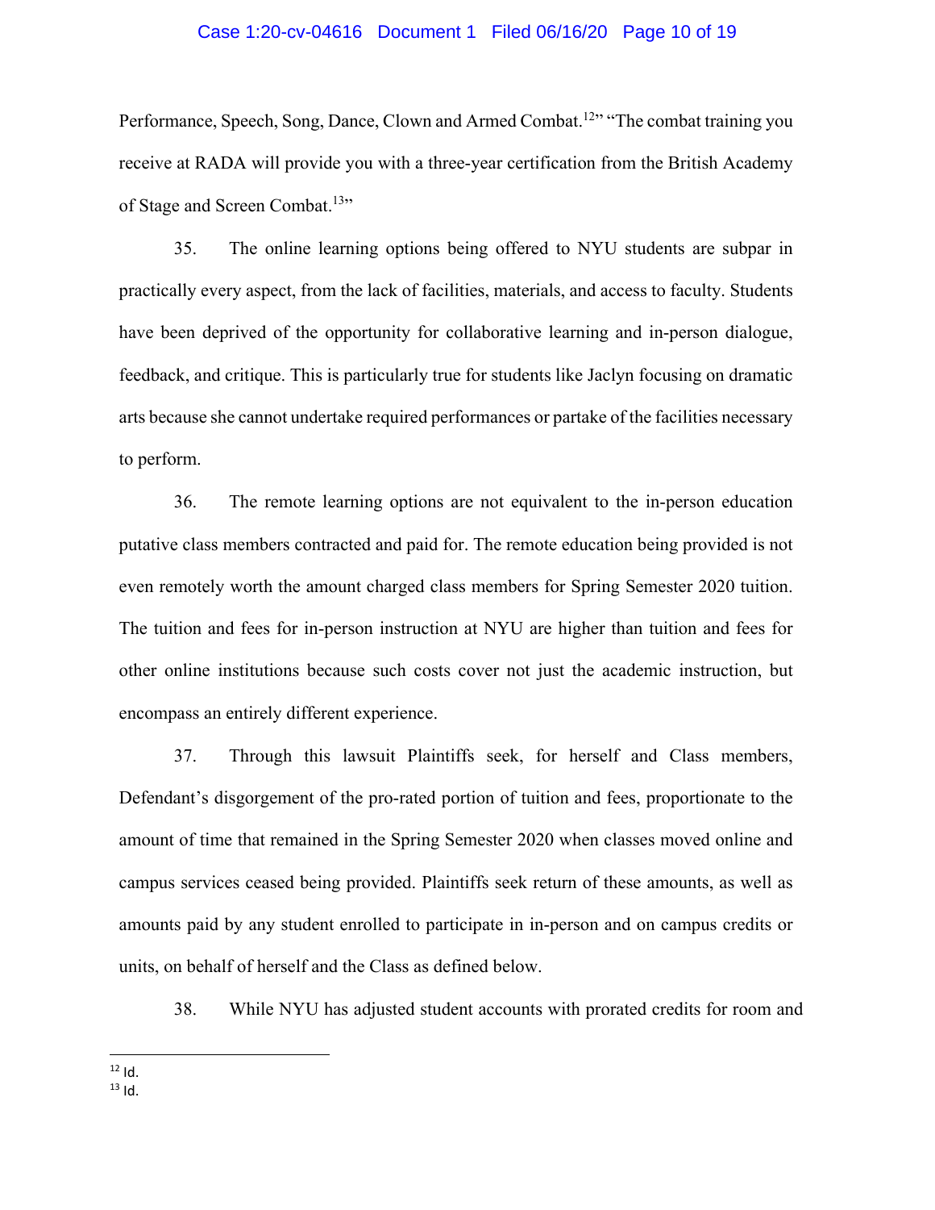Performance, Speech, Song, Dance, Clown and Armed Combat.[12]" "The combat training you receive at RADA will provide you with a three-year certification from the British Academy of Stage and Screen Combat.[13]"

35. The online learning options being offered to NYU students are subpar in practically every aspect, from the lack of facilities, materials, and access to faculty. Students have been deprived of the opportunity for collaborative learning and in-person dialogue, feedback, and critique. This is particularly true for students like Jaclyn focusing on dramatic arts because she cannot undertake required performances or partake of the facilities necessary to perform.

36. The remote learning options are not equivalent to the in-person education putative class members contracted and paid for. The remote education being provided is not even remotely worth the amount charged class members for Spring Semester 2020 tuition. The tuition and fees for in-person instruction at NYU are higher than tuition and fees for other online institutions because such costs cover not just the academic instruction, but encompass an entirely different experience.

37. Through this lawsuit Plaintiffs seek, for herself and Class members, Defendant's disgorgement of the pro-rated portion of tuition and fees, proportionate to the amount of time that remained in the Spring Semester 2020 when classes moved online and campus services ceased being provided. Plaintiffs seek return of these amounts, as well as amounts paid by any student enrolled to participate in in-person and on campus credits or units, on behalf of herself and the Class as defined below.

38. While NYU has adjusted student accounts with prorated credits for room and

---

[12] Id.

[13] Id.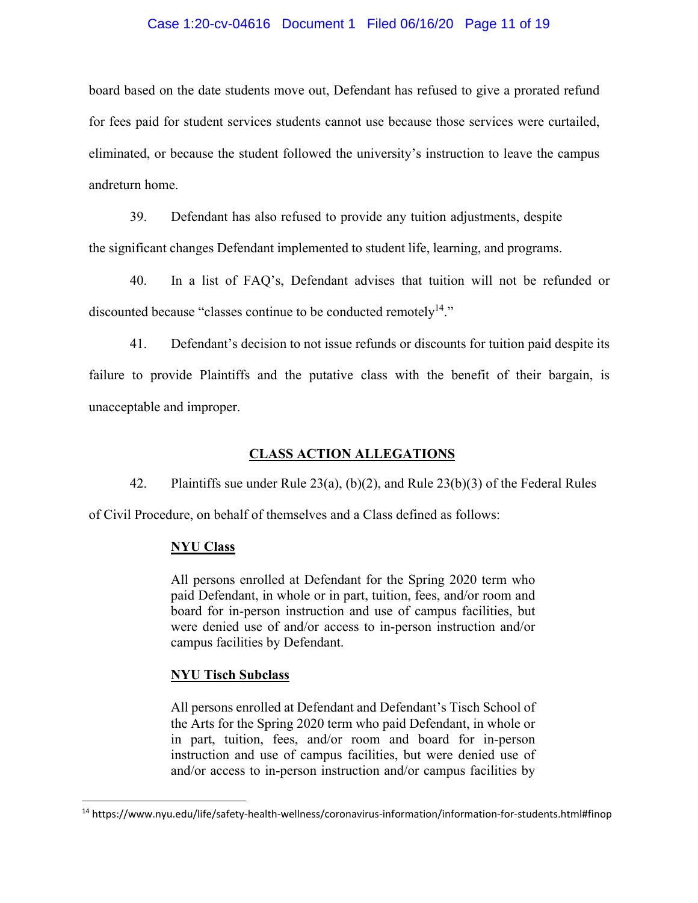board based on the date students move out, Defendant has refused to give a prorated refund for fees paid for student services students cannot use because those services were curtailed, eliminated, or because the student followed the university's instruction to leave the campus andreturn home.

39. Defendant has also refused to provide any tuition adjustments, despite the significant changes Defendant implemented to student life, learning, and programs.

40. In a list of FAQ's, Defendant advises that tuition will not be refunded or discounted because "classes continue to be conducted remotely[14]."

41. Defendant's decision to not issue refunds or discounts for tuition paid despite its failure to provide Plaintiffs and the putative class with the benefit of their bargain, is unacceptable and improper.

## CLASS ACTION ALLEGATIONS

42. Plaintiffs sue under Rule 23(a), (b)(2), and Rule 23(b)(3) of the Federal Rules of Civil Procedure, on behalf of themselves and a Class defined as follows:

> **NYU Class**
>
> All persons enrolled at Defendant for the Spring 2020 term who paid Defendant, in whole or in part, tuition, fees, and/or room and board for in-person instruction and use of campus facilities, but were denied use of and/or access to in-person instruction and/or campus facilities by Defendant.
>
> **NYU Tisch Subclass**
>
> All persons enrolled at Defendant and Defendant's Tisch School of the Arts for the Spring 2020 term who paid Defendant, in whole or in part, tuition, fees, and/or room and board for in-person instruction and use of campus facilities, but were denied use of and/or access to in-person instruction and/or campus facilities by

[14] https://www.nyu.edu/life/safety-health-wellness/coronavirus-information/information-for-students.html#finop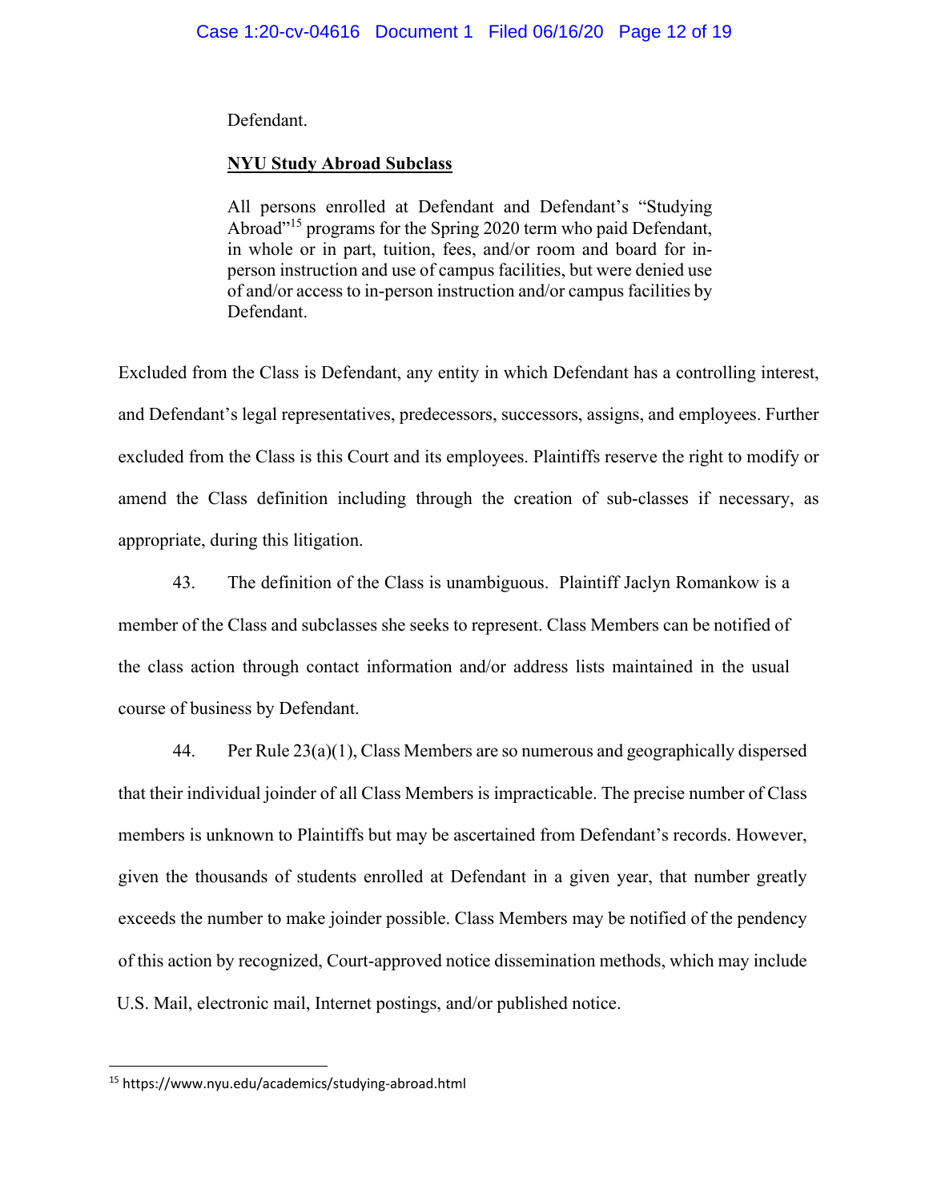Defendant.

**NYU Study Abroad Subclass**

All persons enrolled at Defendant and Defendant's "Studying Abroad"[15] programs for the Spring 2020 term who paid Defendant, in whole or in part, tuition, fees, and/or room and board for in-person instruction and use of campus facilities, but were denied use of and/or access to in-person instruction and/or campus facilities by Defendant.

Excluded from the Class is Defendant, any entity in which Defendant has a controlling interest, and Defendant's legal representatives, predecessors, successors, assigns, and employees. Further excluded from the Class is this Court and its employees. Plaintiffs reserve the right to modify or amend the Class definition including through the creation of sub-classes if necessary, as appropriate, during this litigation.

43. The definition of the Class is unambiguous. Plaintiff Jaclyn Romankow is a member of the Class and subclasses she seeks to represent. Class Members can be notified of the class action through contact information and/or address lists maintained in the usual course of business by Defendant.

44. Per Rule 23(a)(1), Class Members are so numerous and geographically dispersed that their individual joinder of all Class Members is impracticable. The precise number of Class members is unknown to Plaintiffs but may be ascertained from Defendant's records. However, given the thousands of students enrolled at Defendant in a given year, that number greatly exceeds the number to make joinder possible. Class Members may be notified of the pendency of this action by recognized, Court-approved notice dissemination methods, which may include U.S. Mail, electronic mail, Internet postings, and/or published notice.

---

[15] https://www.nyu.edu/academics/studying-abroad.html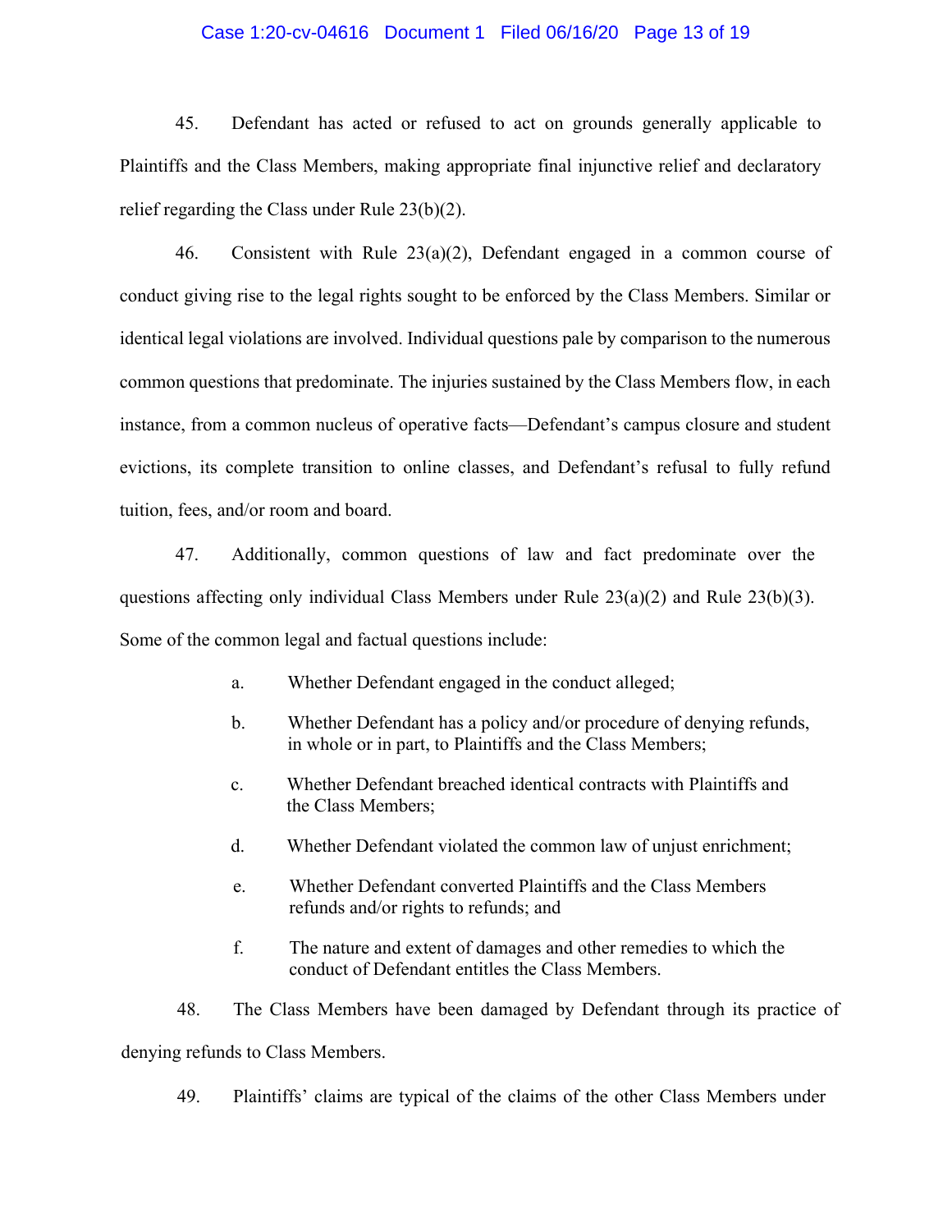45. Defendant has acted or refused to act on grounds generally applicable to Plaintiffs and the Class Members, making appropriate final injunctive relief and declaratory relief regarding the Class under Rule 23(b)(2).

46. Consistent with Rule 23(a)(2), Defendant engaged in a common course of conduct giving rise to the legal rights sought to be enforced by the Class Members. Similar or identical legal violations are involved. Individual questions pale by comparison to the numerous common questions that predominate. The injuries sustained by the Class Members flow, in each instance, from a common nucleus of operative facts—Defendant's campus closure and student evictions, its complete transition to online classes, and Defendant's refusal to fully refund tuition, fees, and/or room and board.

47. Additionally, common questions of law and fact predominate over the questions affecting only individual Class Members under Rule 23(a)(2) and Rule 23(b)(3). Some of the common legal and factual questions include:

a. Whether Defendant engaged in the conduct alleged;

b. Whether Defendant has a policy and/or procedure of denying refunds, in whole or in part, to Plaintiffs and the Class Members;

c. Whether Defendant breached identical contracts with Plaintiffs and the Class Members;

d. Whether Defendant violated the common law of unjust enrichment;

e. Whether Defendant converted Plaintiffs and the Class Members refunds and/or rights to refunds; and

f. The nature and extent of damages and other remedies to which the conduct of Defendant entitles the Class Members.

48. The Class Members have been damaged by Defendant through its practice of denying refunds to Class Members.

49. Plaintiffs' claims are typical of the claims of the other Class Members under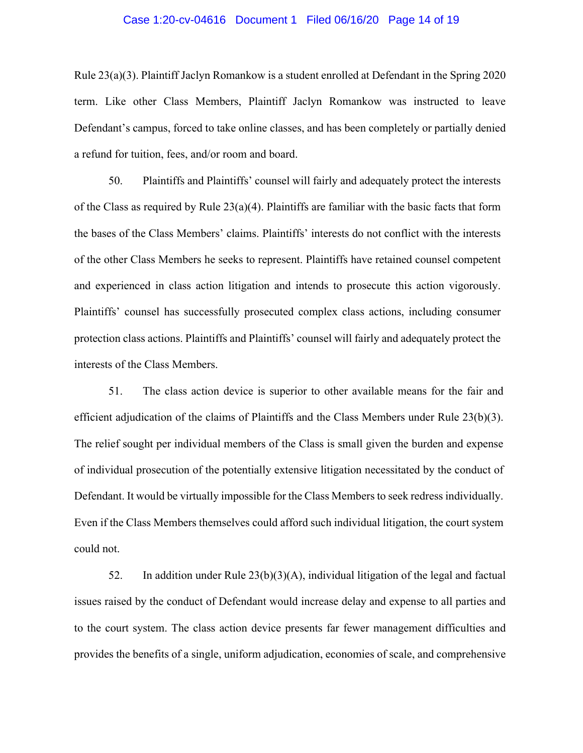Rule 23(a)(3). Plaintiff Jaclyn Romankow is a student enrolled at Defendant in the Spring 2020 term. Like other Class Members, Plaintiff Jaclyn Romankow was instructed to leave Defendant's campus, forced to take online classes, and has been completely or partially denied a refund for tuition, fees, and/or room and board.

50. Plaintiffs and Plaintiffs' counsel will fairly and adequately protect the interests of the Class as required by Rule 23(a)(4). Plaintiffs are familiar with the basic facts that form the bases of the Class Members' claims. Plaintiffs' interests do not conflict with the interests of the other Class Members he seeks to represent. Plaintiffs have retained counsel competent and experienced in class action litigation and intends to prosecute this action vigorously. Plaintiffs' counsel has successfully prosecuted complex class actions, including consumer protection class actions. Plaintiffs and Plaintiffs' counsel will fairly and adequately protect the interests of the Class Members.

51. The class action device is superior to other available means for the fair and efficient adjudication of the claims of Plaintiffs and the Class Members under Rule 23(b)(3). The relief sought per individual members of the Class is small given the burden and expense of individual prosecution of the potentially extensive litigation necessitated by the conduct of Defendant. It would be virtually impossible for the Class Members to seek redress individually. Even if the Class Members themselves could afford such individual litigation, the court system could not.

52. In addition under Rule 23(b)(3)(A), individual litigation of the legal and factual issues raised by the conduct of Defendant would increase delay and expense to all parties and to the court system. The class action device presents far fewer management difficulties and provides the benefits of a single, uniform adjudication, economies of scale, and comprehensive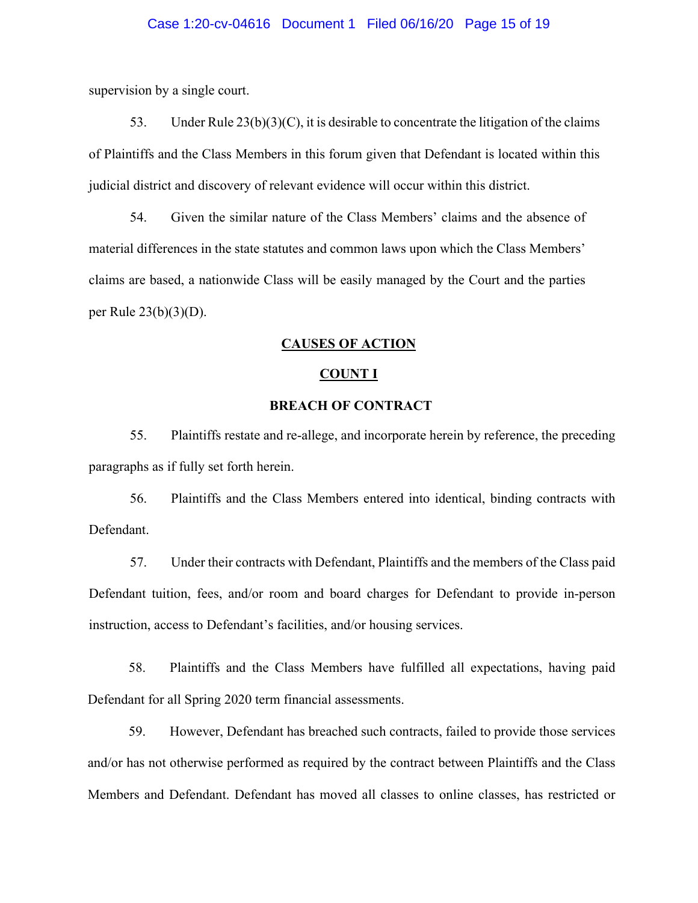supervision by a single court.

53. Under Rule 23(b)(3)(C), it is desirable to concentrate the litigation of the claims of Plaintiffs and the Class Members in this forum given that Defendant is located within this judicial district and discovery of relevant evidence will occur within this district.

54. Given the similar nature of the Class Members' claims and the absence of material differences in the state statutes and common laws upon which the Class Members' claims are based, a nationwide Class will be easily managed by the Court and the parties per Rule 23(b)(3)(D).

## CAUSES OF ACTION

### COUNT I

### BREACH OF CONTRACT

55. Plaintiffs restate and re-allege, and incorporate herein by reference, the preceding paragraphs as if fully set forth herein.

56. Plaintiffs and the Class Members entered into identical, binding contracts with Defendant.

57. Under their contracts with Defendant, Plaintiffs and the members of the Class paid Defendant tuition, fees, and/or room and board charges for Defendant to provide in-person instruction, access to Defendant's facilities, and/or housing services.

58. Plaintiffs and the Class Members have fulfilled all expectations, having paid Defendant for all Spring 2020 term financial assessments.

59. However, Defendant has breached such contracts, failed to provide those services and/or has not otherwise performed as required by the contract between Plaintiffs and the Class Members and Defendant. Defendant has moved all classes to online classes, has restricted or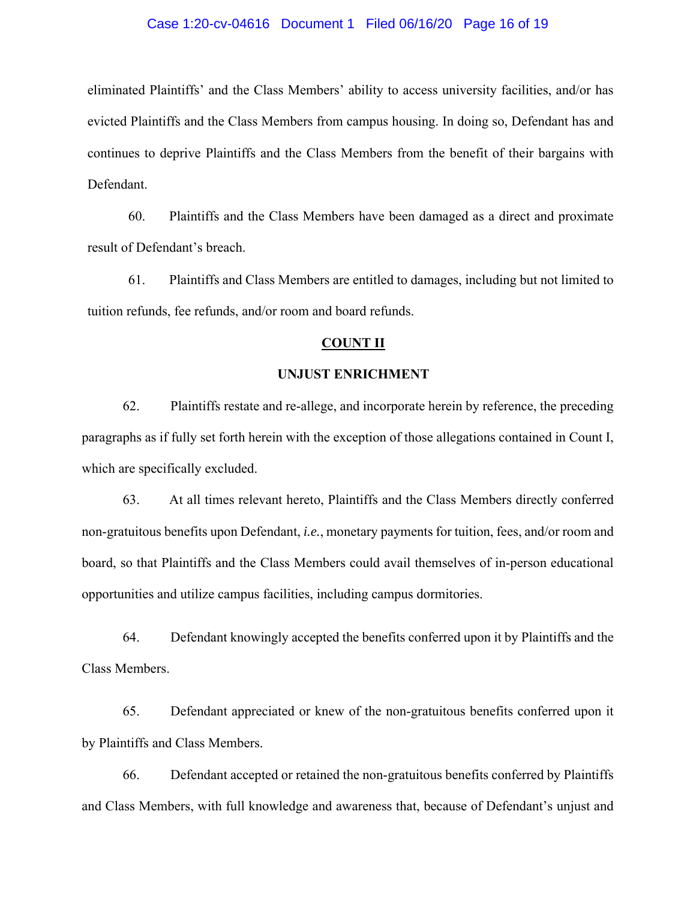eliminated Plaintiffs' and the Class Members' ability to access university facilities, and/or has evicted Plaintiffs and the Class Members from campus housing. In doing so, Defendant has and continues to deprive Plaintiffs and the Class Members from the benefit of their bargains with Defendant.

60. Plaintiffs and the Class Members have been damaged as a direct and proximate result of Defendant's breach.

61. Plaintiffs and Class Members are entitled to damages, including but not limited to tuition refunds, fee refunds, and/or room and board refunds.

**COUNT II**

**UNJUST ENRICHMENT**

62. Plaintiffs restate and re-allege, and incorporate herein by reference, the preceding paragraphs as if fully set forth herein with the exception of those allegations contained in Count I, which are specifically excluded.

63. At all times relevant hereto, Plaintiffs and the Class Members directly conferred non-gratuitous benefits upon Defendant, *i.e.*, monetary payments for tuition, fees, and/or room and board, so that Plaintiffs and the Class Members could avail themselves of in-person educational opportunities and utilize campus facilities, including campus dormitories.

64. Defendant knowingly accepted the benefits conferred upon it by Plaintiffs and the Class Members.

65. Defendant appreciated or knew of the non-gratuitous benefits conferred upon it by Plaintiffs and Class Members.

66. Defendant accepted or retained the non-gratuitous benefits conferred by Plaintiffs and Class Members, with full knowledge and awareness that, because of Defendant's unjust and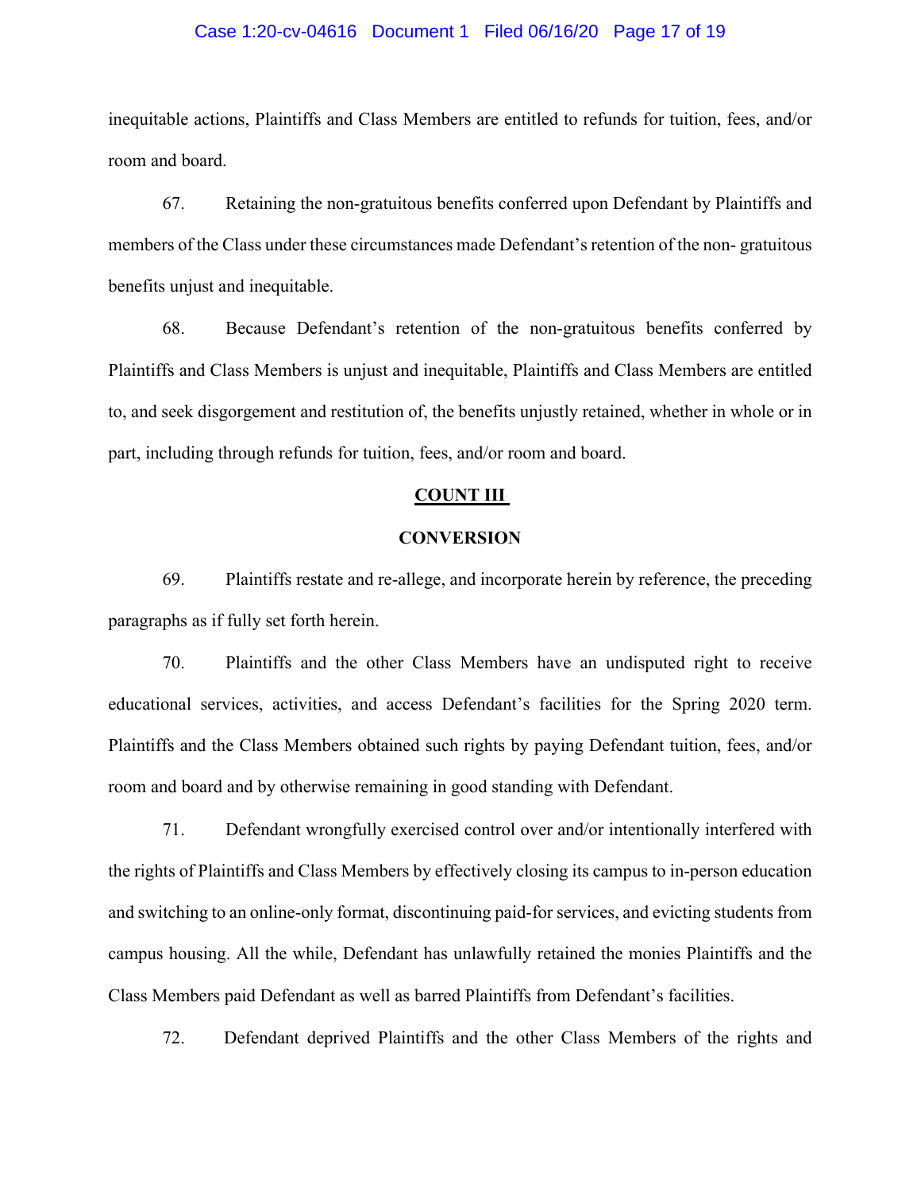inequitable actions, Plaintiffs and Class Members are entitled to refunds for tuition, fees, and/or room and board.

67. Retaining the non-gratuitous benefits conferred upon Defendant by Plaintiffs and members of the Class under these circumstances made Defendant's retention of the non- gratuitous benefits unjust and inequitable.

68. Because Defendant's retention of the non-gratuitous benefits conferred by Plaintiffs and Class Members is unjust and inequitable, Plaintiffs and Class Members are entitled to, and seek disgorgement and restitution of, the benefits unjustly retained, whether in whole or in part, including through refunds for tuition, fees, and/or room and board.

## COUNT III

## CONVERSION

69. Plaintiffs restate and re-allege, and incorporate herein by reference, the preceding paragraphs as if fully set forth herein.

70. Plaintiffs and the other Class Members have an undisputed right to receive educational services, activities, and access Defendant's facilities for the Spring 2020 term. Plaintiffs and the Class Members obtained such rights by paying Defendant tuition, fees, and/or room and board and by otherwise remaining in good standing with Defendant.

71. Defendant wrongfully exercised control over and/or intentionally interfered with the rights of Plaintiffs and Class Members by effectively closing its campus to in-person education and switching to an online-only format, discontinuing paid-for services, and evicting students from campus housing. All the while, Defendant has unlawfully retained the monies Plaintiffs and the Class Members paid Defendant as well as barred Plaintiffs from Defendant's facilities.

72. Defendant deprived Plaintiffs and the other Class Members of the rights and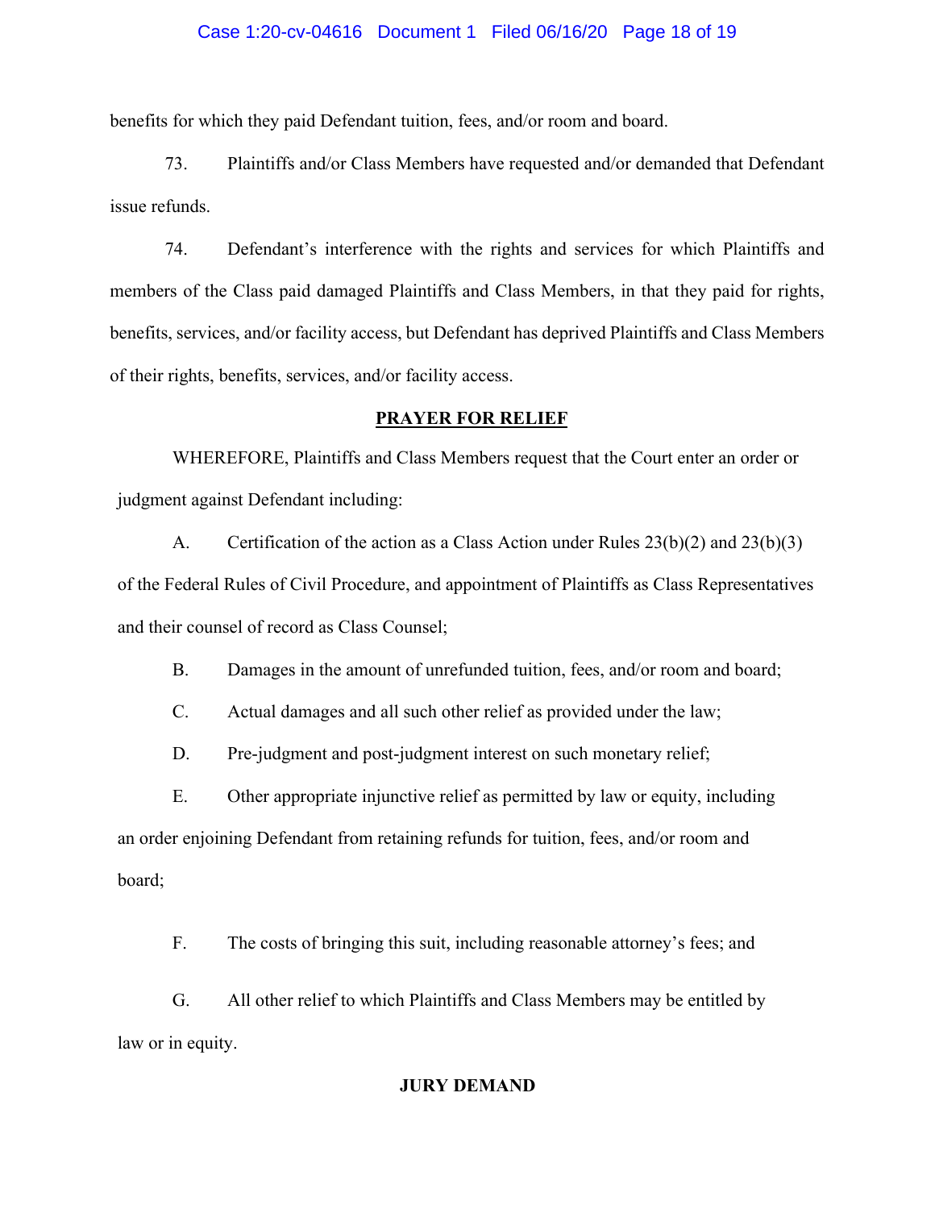benefits for which they paid Defendant tuition, fees, and/or room and board.

73. Plaintiffs and/or Class Members have requested and/or demanded that Defendant issue refunds.

74. Defendant's interference with the rights and services for which Plaintiffs and members of the Class paid damaged Plaintiffs and Class Members, in that they paid for rights, benefits, services, and/or facility access, but Defendant has deprived Plaintiffs and Class Members of their rights, benefits, services, and/or facility access.

## PRAYER FOR RELIEF

WHEREFORE, Plaintiffs and Class Members request that the Court enter an order or judgment against Defendant including:

A. Certification of the action as a Class Action under Rules 23(b)(2) and 23(b)(3) of the Federal Rules of Civil Procedure, and appointment of Plaintiffs as Class Representatives and their counsel of record as Class Counsel;

B. Damages in the amount of unrefunded tuition, fees, and/or room and board;

C. Actual damages and all such other relief as provided under the law;

D. Pre-judgment and post-judgment interest on such monetary relief;

E. Other appropriate injunctive relief as permitted by law or equity, including an order enjoining Defendant from retaining refunds for tuition, fees, and/or room and board;

F. The costs of bringing this suit, including reasonable attorney's fees; and

G. All other relief to which Plaintiffs and Class Members may be entitled by law or in equity.

## JURY DEMAND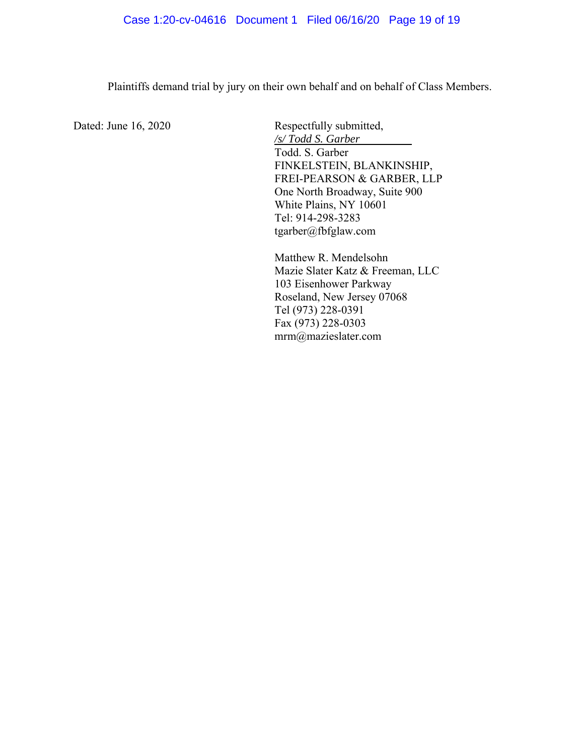Plaintiffs demand trial by jury on their own behalf and on behalf of Class Members.

Dated: June 16, 2020

Respectfully submitted,
*/s/ Todd S. Garber*
Todd. S. Garber
FINKELSTEIN, BLANKINSHIP,
FREI-PEARSON & GARBER, LLP
One North Broadway, Suite 900
White Plains, NY 10601
Tel: 914-298-3283
tgarber@fbfglaw.com

Matthew R. Mendelsohn
Mazie Slater Katz & Freeman, LLC
103 Eisenhower Parkway
Roseland, New Jersey 07068
Tel (973) 228-0391
Fax (973) 228-0303
mrm@mazieslater.com